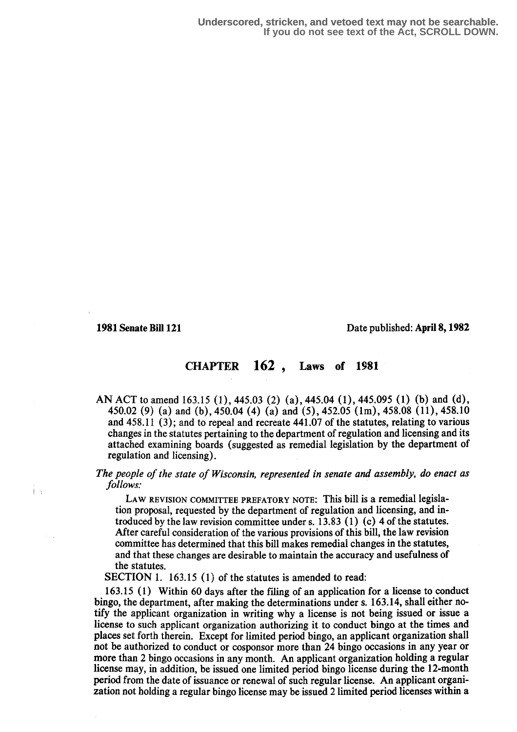Underscored, stricken, and vetoed text may not be searchable.
If you do not see text of the Act, SCROLL DOWN.

**1981 Senate Bill 121** Date published: **April 8, 1982**

## CHAPTER 162 , Laws of 1981

AN ACT to amend 163.15 (1), 445.03 (2) (a), 445.04 (1), 445.095 (1) (b) and (d), 450.02 (9) (a) and (b), 450.04 (4) (a) and (5), 452.05 (1m), 458.08 (11), 458.10 and 458.11 (3); and to repeal and recreate 441.07 of the statutes, relating to various changes in the statutes pertaining to the department of regulation and licensing and its attached examining boards (suggested as remedial legislation by the department of regulation and licensing).

*The people of the state of Wisconsin, represented in senate and assembly, do enact as follows:*

LAW REVISION COMMITTEE PREFATORY NOTE: This bill is a remedial legislation proposal, requested by the department of regulation and licensing, and introduced by the law revision committee under s. 13.83 (1) (c) 4 of the statutes. After careful consideration of the various provisions of this bill, the law revision committee has determined that this bill makes remedial changes in the statutes, and that these changes are desirable to maintain the accuracy and usefulness of the statutes.

SECTION 1. 163.15 (1) of the statutes is amended to read:

163.15 (1) Within 60 days after the filing of an application for a license to conduct bingo, the department, after making the determinations under s. 163.14, shall either notify the applicant organization in writing why a license is not being issued or issue a license to such applicant organization authorizing it to conduct bingo at the times and places set forth therein. Except for limited period bingo, an applicant organization shall not be authorized to conduct or cosponsor more than 24 bingo occasions in any year or more than 2 bingo occasions in any month. An applicant organization holding a regular license may, in addition, be issued one limited period bingo license during the 12-month period from the date of issuance or renewal of such regular license. An applicant organization not holding a regular bingo license may be issued 2 limited period licenses within a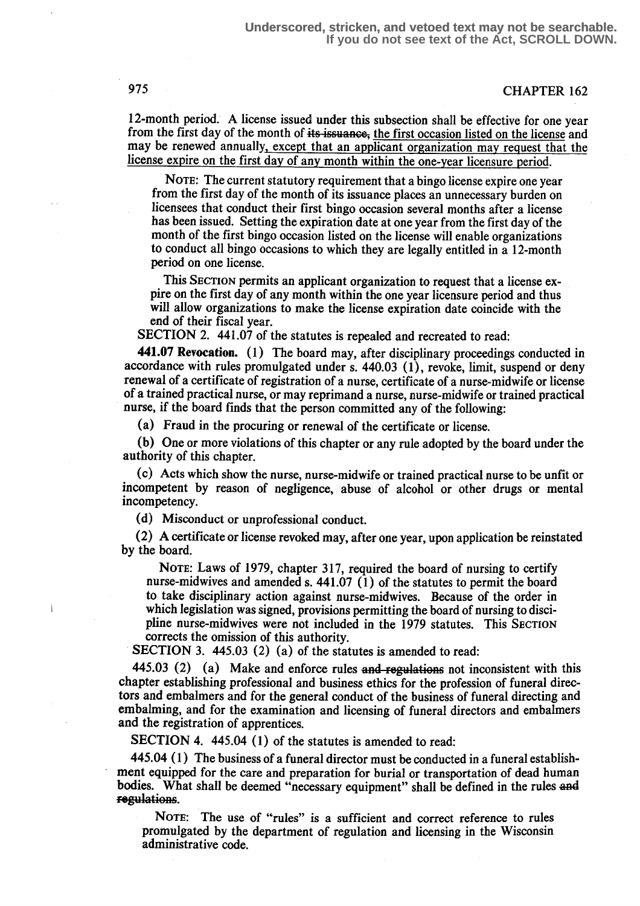12-month period. A license issued under this subsection shall be effective for one year from the first day of the month of ~~its issuance,~~ <u>the first occasion listed on the license</u> and may be renewed annually<u>, except that an applicant organization may request that the license expire on the first day of any month within the one-year licensure period</u>.

> NOTE: The current statutory requirement that a bingo license expire one year from the first day of the month of its issuance places an unnecessary burden on licensees that conduct their first bingo occasion several months after a license has been issued. Setting the expiration date at one year from the first day of the month of the first bingo occasion listed on the license will enable organizations to conduct all bingo occasions to which they are legally entitled in a 12-month period on one license.
>
> This SECTION permits an applicant organization to request that a license expire on the first day of any month within the one year licensure period and thus will allow organizations to make the license expiration date coincide with the end of their fiscal year.

SECTION 2. 441.07 of the statutes is repealed and recreated to read:

**441.07 Revocation.** (1) The board may, after disciplinary proceedings conducted in accordance with rules promulgated under s. 440.03 (1), revoke, limit, suspend or deny renewal of a certificate of registration of a nurse, certificate of a nurse-midwife or license of a trained practical nurse, or may reprimand a nurse, nurse-midwife or trained practical nurse, if the board finds that the person committed any of the following:

(a) Fraud in the procuring or renewal of the certificate or license.

(b) One or more violations of this chapter or any rule adopted by the board under the authority of this chapter.

(c) Acts which show the nurse, nurse-midwife or trained practical nurse to be unfit or incompetent by reason of negligence, abuse of alcohol or other drugs or mental incompetency.

(d) Misconduct or unprofessional conduct.

(2) A certificate or license revoked may, after one year, upon application be reinstated by the board.

> NOTE: Laws of 1979, chapter 317, required the board of nursing to certify nurse-midwives and amended s. 441.07 (1) of the statutes to permit the board to take disciplinary action against nurse-midwives. Because of the order in which legislation was signed, provisions permitting the board of nursing to discipline nurse-midwives were not included in the 1979 statutes. This SECTION corrects the omission of this authority.

SECTION 3. 445.03 (2) (a) of the statutes is amended to read:

445.03 (2) (a) Make and enforce rules ~~and regulations~~ not inconsistent with this chapter establishing professional and business ethics for the profession of funeral directors and embalmers and for the general conduct of the business of funeral directing and embalming, and for the examination and licensing of funeral directors and embalmers and the registration of apprentices.

SECTION 4. 445.04 (1) of the statutes is amended to read:

445.04 (1) The business of a funeral director must be conducted in a funeral establishment equipped for the care and preparation for burial or transportation of dead human bodies. What shall be deemed "necessary equipment" shall be defined in the rules ~~and regulations~~.

> NOTE: The use of "rules" is a sufficient and correct reference to rules promulgated by the department of regulation and licensing in the Wisconsin administrative code.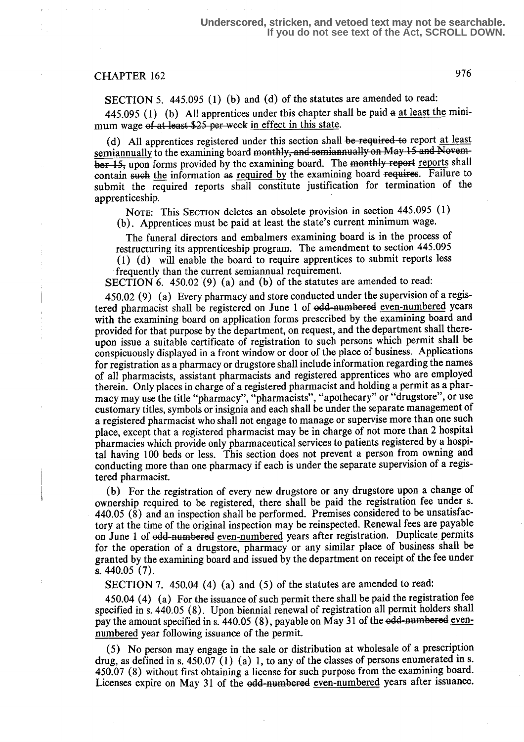Underscored, stricken, and vetoed text may not be searchable.
If you do not see text of the Act, SCROLL DOWN.

CHAPTER 162

SECTION 5. 445.095 (1) (b) and (d) of the statutes are amended to read:

445.095 (1) (b) All apprentices under this chapter shall be paid ~~a~~ at least the minimum wage ~~of at least $25 per week~~ in effect in this state.

(d) All apprentices registered under this section shall ~~be required to~~ report at least semiannually to the examining board ~~monthly, and semiannually on May 15 and November 15,~~ upon forms provided by the examining board. The ~~monthly report~~ reports shall contain ~~such~~ the information ~~as~~ required by the examining board ~~requires~~. Failure to submit the required reports shall constitute justification for termination of the apprenticeship.

NOTE: This SECTION deletes an obsolete provision in section 445.095 (1) (b). Apprentices must be paid at least the state's current minimum wage.

The funeral directors and embalmers examining board is in the process of restructuring its apprenticeship program. The amendment to section 445.095 (1) (d) will enable the board to require apprentices to submit reports less frequently than the current semiannual requirement.

SECTION 6. 450.02 (9) (a) and (b) of the statutes are amended to read:

450.02 (9) (a) Every pharmacy and store conducted under the supervision of a registered pharmacist shall be registered on June 1 of ~~odd-numbered~~ even-numbered years with the examining board on application forms prescribed by the examining board and provided for that purpose by the department, on request, and the department shall thereupon issue a suitable certificate of registration to such persons which permit shall be conspicuously displayed in a front window or door of the place of business. Applications for registration as a pharmacy or drugstore shall include information regarding the names of all pharmacists, assistant pharmacists and registered apprentices who are employed therein. Only places in charge of a registered pharmacist and holding a permit as a pharmacy may use the title "pharmacy", "pharmacists", "apothecary" or "drugstore", or use customary titles, symbols or insignia and each shall be under the separate management of a registered pharmacist who shall not engage to manage or supervise more than one such place, except that a registered pharmacist may be in charge of not more than 2 hospital pharmacies which provide only pharmaceutical services to patients registered by a hospital having 100 beds or less. This section does not prevent a person from owning and conducting more than one pharmacy if each is under the separate supervision of a registered pharmacist.

(b) For the registration of every new drugstore or any drugstore upon a change of ownership required to be registered, there shall be paid the registration fee under s. 440.05 (8) and an inspection shall be performed. Premises considered to be unsatisfactory at the time of the original inspection may be reinspected. Renewal fees are payable on June 1 of ~~odd-numbered~~ even-numbered years after registration. Duplicate permits for the operation of a drugstore, pharmacy or any similar place of business shall be granted by the examining board and issued by the department on receipt of the fee under s. 440.05 (7).

SECTION 7. 450.04 (4) (a) and (5) of the statutes are amended to read:

450.04 (4) (a) For the issuance of such permit there shall be paid the registration fee specified in s. 440.05 (8). Upon biennial renewal of registration all permit holders shall pay the amount specified in s. 440.05 (8), payable on May 31 of the ~~odd-numbered~~ even-numbered year following issuance of the permit.

(5) No person may engage in the sale or distribution at wholesale of a prescription drug, as defined in s. 450.07 (1) (a) 1, to any of the classes of persons enumerated in s. 450.07 (8) without first obtaining a license for such purpose from the examining board. Licenses expire on May 31 of the ~~odd-numbered~~ even-numbered years after issuance.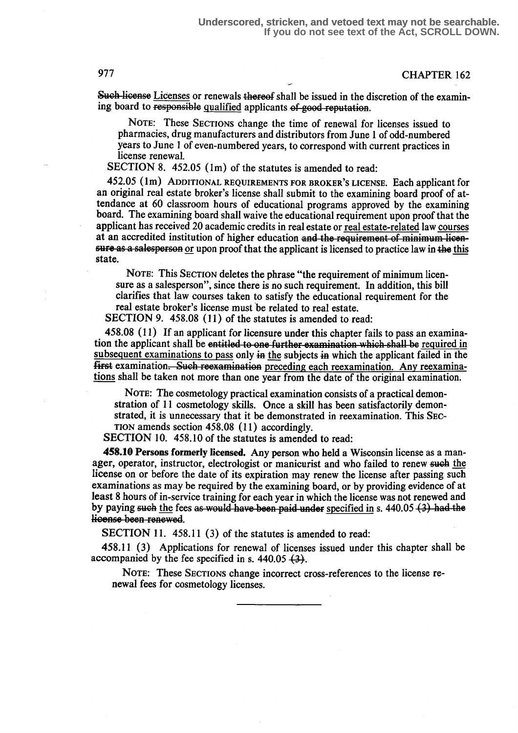~~Such license~~ Licenses or renewals ~~thereof~~ shall be issued in the discretion of the examining board to ~~responsible~~ qualified applicants ~~of good reputation~~.

> NOTE: These SECTIONS change the time of renewal for licenses issued to pharmacies, drug manufacturers and distributors from June 1 of odd-numbered years to June 1 of even-numbered years, to correspond with current practices in license renewal.

SECTION 8. 452.05 (1m) of the statutes is amended to read:

452.05 (1m) ADDITIONAL REQUIREMENTS FOR BROKER'S LICENSE. Each applicant for an original real estate broker's license shall submit to the examining board proof of attendance at 60 classroom hours of educational programs approved by the examining board. The examining board shall waive the educational requirement upon proof that the applicant has received 20 academic credits in real estate or real estate-related law courses at an accredited institution of higher education ~~and the requirement of minimum licensure as a salesperson~~ or upon proof that the applicant is licensed to practice law in ~~the~~ this state.

> NOTE: This SECTION deletes the phrase "the requirement of minimum licensure as a salesperson", since there is no such requirement. In addition, this bill clarifies that law courses taken to satisfy the educational requirement for the real estate broker's license must be related to real estate.

SECTION 9. 458.08 (11) of the statutes is amended to read:

458.08 (11) If an applicant for licensure under this chapter fails to pass an examination the applicant shall be ~~entitled to one further examination which shall be~~ required in subsequent examinations to pass only ~~in~~ the subjects ~~in~~ which the applicant failed in the ~~first~~ examination~~. Such reexamination~~ preceding each reexamination. Any reexaminations shall be taken not more than one year from the date of the original examination.

> NOTE: The cosmetology practical examination consists of a practical demonstration of 11 cosmetology skills. Once a skill has been satisfactorily demonstrated, it is unnecessary that it be demonstrated in reexamination. This SECTION amends section 458.08 (11) accordingly.

SECTION 10. 458.10 of the statutes is amended to read:

**458.10 Persons formerly licensed.** Any person who held a Wisconsin license as a manager, operator, instructor, electrologist or manicurist and who failed to renew ~~such~~ the license on or before the date of its expiration may renew the license after passing such examinations as may be required by the examining board, or by providing evidence of at least 8 hours of in-service training for each year in which the license was not renewed and by paying ~~such~~ the fees ~~as would have been paid under~~ specified in s. 440.05 ~~(3) had the license been renewed~~.

SECTION 11. 458.11 (3) of the statutes is amended to read:

458.11 (3) Applications for renewal of licenses issued under this chapter shall be accompanied by the fee specified in s. 440.05 ~~(3)~~.

> NOTE: These SECTIONS change incorrect cross-references to the license renewal fees for cosmetology licenses.